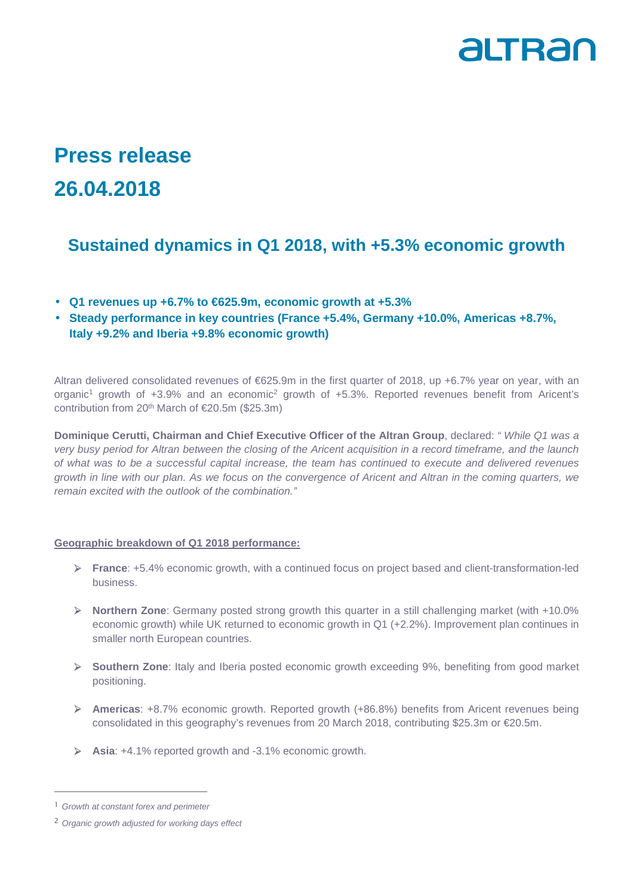# Press release

# 26.04.2018

## Sustained dynamics in Q1 2018, with +5.3% economic growth

- **Q1 revenues up +6.7% to €625.9m, economic growth at +5.3%**
- **Steady performance in key countries (France +5.4%, Germany +10.0%, Americas +8.7%, Italy +9.2% and Iberia +9.8% economic growth)**

Altran delivered consolidated revenues of €625.9m in the first quarter of 2018, up +6.7% year on year, with an organic[1] growth of +3.9% and an economic[2] growth of +5.3%. Reported revenues benefit from Aricent's contribution from 20th March of €20.5m ($25.3m)

**Dominique Cerutti, Chairman and Chief Executive Officer of the Altran Group**, declared: *" While Q1 was a very busy period for Altran between the closing of the Aricent acquisition in a record timeframe, and the launch of what was to be a successful capital increase, the team has continued to execute and delivered revenues growth in line with our plan. As we focus on the convergence of Aricent and Altran in the coming quarters, we remain excited with the outlook of the combination."*

**Geographic breakdown of Q1 2018 performance:**

- **France**: +5.4% economic growth, with a continued focus on project based and client-transformation-led business.
- **Northern Zone**: Germany posted strong growth this quarter in a still challenging market (with +10.0% economic growth) while UK returned to economic growth in Q1 (+2.2%). Improvement plan continues in smaller north European countries.
- **Southern Zone**: Italy and Iberia posted economic growth exceeding 9%, benefiting from good market positioning.
- **Americas**: +8.7% economic growth. Reported growth (+86.8%) benefits from Aricent revenues being consolidated in this geography's revenues from 20 March 2018, contributing $25.3m or €20.5m.
- **Asia**: +4.1% reported growth and -3.1% economic growth.

---

[1] *Growth at constant forex and perimeter*

[2] *Organic growth adjusted for working days effect*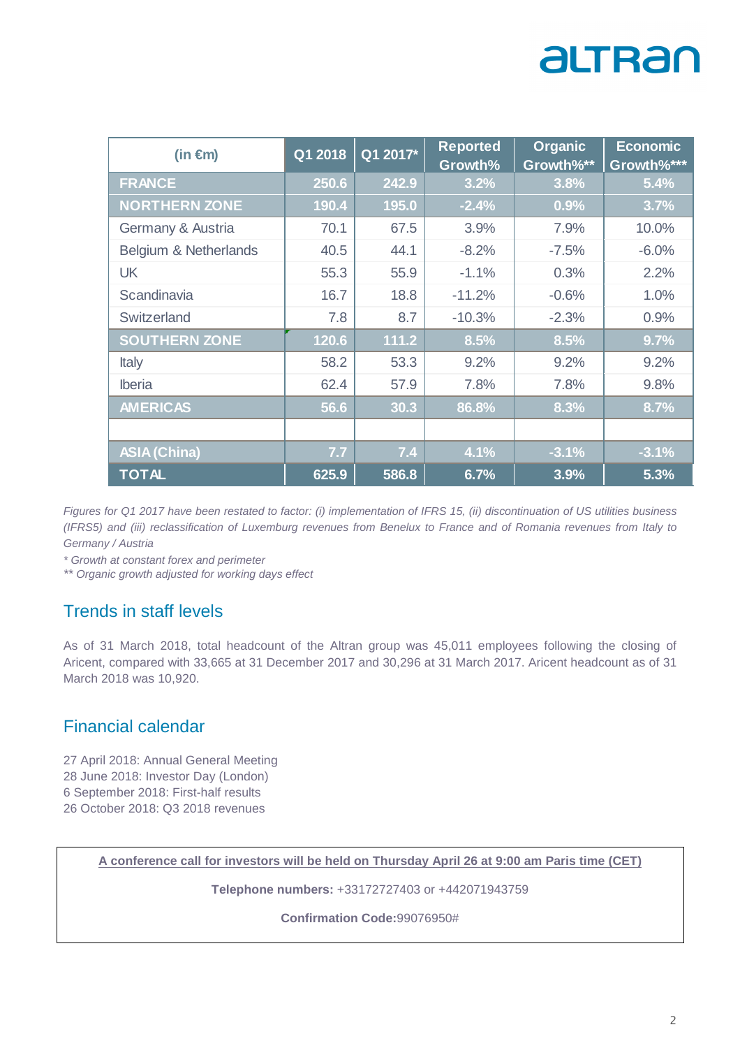| (in €m) | Q1 2018 | Q1 2017* | Reported Growth% | Organic Growth%** | Economic Growth%*** |
|---|---|---|---|---|---|
| **FRANCE** | **250.6** | **242.9** | **3.2%** | **3.8%** | **5.4%** |
| **NORTHERN ZONE** | **190.4** | **195.0** | **-2.4%** | **0.9%** | **3.7%** |
| Germany & Austria | 70.1 | 67.5 | 3.9% | 7.9% | 10.0% |
| Belgium & Netherlands | 40.5 | 44.1 | -8.2% | -7.5% | -6.0% |
| UK | 55.3 | 55.9 | -1.1% | 0.3% | 2.2% |
| Scandinavia | 16.7 | 18.8 | -11.2% | -0.6% | 1.0% |
| Switzerland | 7.8 | 8.7 | -10.3% | -2.3% | 0.9% |
| **SOUTHERN ZONE** | **120.6** | **111.2** | **8.5%** | **8.5%** | **9.7%** |
| Italy | 58.2 | 53.3 | 9.2% | 9.2% | 9.2% |
| Iberia | 62.4 | 57.9 | 7.8% | 7.8% | 9.8% |
| **AMERICAS** | **56.6** | **30.3** | **86.8%** | **8.3%** | **8.7%** |
| | | | | | |
| **ASIA (China)** | **7.7** | **7.4** | **4.1%** | **-3.1%** | **-3.1%** |
| **TOTAL** | **625.9** | **586.8** | **6.7%** | **3.9%** | **5.3%** |

*Figures for Q1 2017 have been restated to factor: (i) implementation of IFRS 15, (ii) discontinuation of US utilities business (IFRS5) and (iii) reclassification of Luxemburg revenues from Benelux to France and of Romania revenues from Italy to Germany / Austria*

*\* Growth at constant forex and perimeter*

*\*\* Organic growth adjusted for working days effect*

## Trends in staff levels

As of 31 March 2018, total headcount of the Altran group was 45,011 employees following the closing of Aricent, compared with 33,665 at 31 December 2017 and 30,296 at 31 March 2017. Aricent headcount as of 31 March 2018 was 10,920.

## Financial calendar

27 April 2018: Annual General Meeting
28 June 2018: Investor Day (London)
6 September 2018: First-half results
26 October 2018: Q3 2018 revenues

**A conference call for investors will be held on Thursday April 26 at 9:00 am Paris time (CET)**

**Telephone numbers:** +33172727403 or +442071943759

**Confirmation Code:**99076950#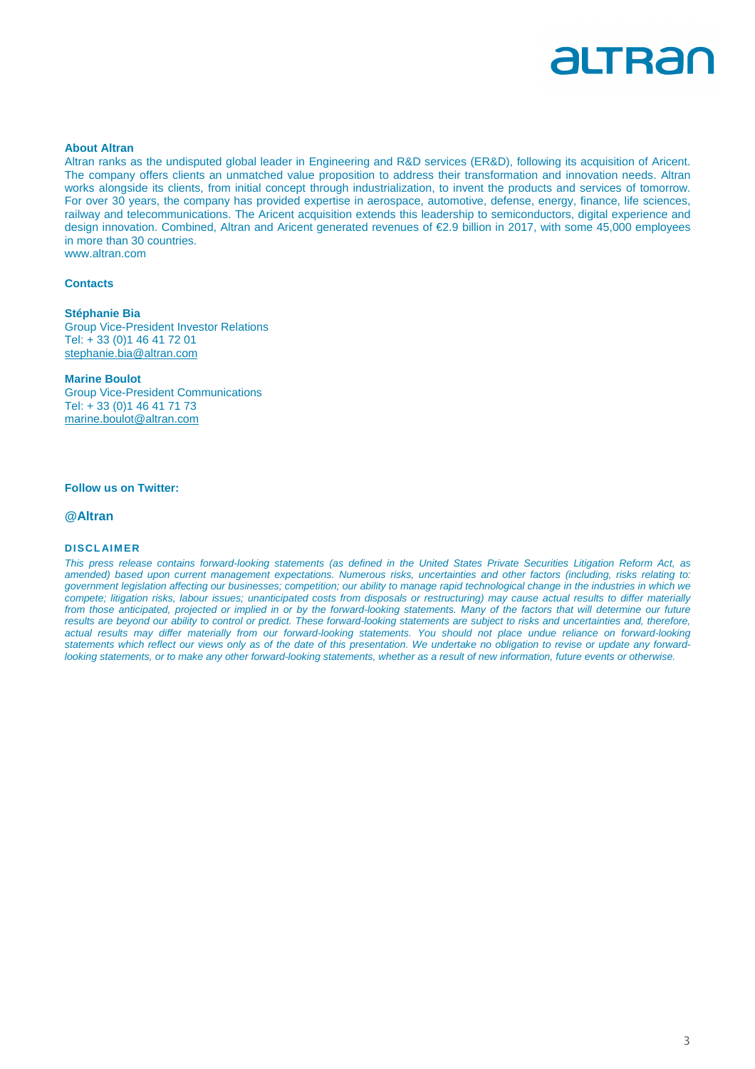**About Altran**

Altran ranks as the undisputed global leader in Engineering and R&D services (ER&D), following its acquisition of Aricent. The company offers clients an unmatched value proposition to address their transformation and innovation needs. Altran works alongside its clients, from initial concept through industrialization, to invent the products and services of tomorrow. For over 30 years, the company has provided expertise in aerospace, automotive, defense, energy, finance, life sciences, railway and telecommunications. The Aricent acquisition extends this leadership to semiconductors, digital experience and design innovation. Combined, Altran and Aricent generated revenues of €2.9 billion in 2017, with some 45,000 employees in more than 30 countries.
www.altran.com

**Contacts**

**Stéphanie Bia**
Group Vice-President Investor Relations
Tel: + 33 (0)1 46 41 72 01
stephanie.bia@altran.com

**Marine Boulot**
Group Vice-President Communications
Tel: + 33 (0)1 46 41 71 73
marine.boulot@altran.com

**Follow us on Twitter:**

**@Altran**

**DISCLAIMER**

*This press release contains forward-looking statements (as defined in the United States Private Securities Litigation Reform Act, as amended) based upon current management expectations. Numerous risks, uncertainties and other factors (including, risks relating to: government legislation affecting our businesses; competition; our ability to manage rapid technological change in the industries in which we compete; litigation risks, labour issues; unanticipated costs from disposals or restructuring) may cause actual results to differ materially from those anticipated, projected or implied in or by the forward-looking statements. Many of the factors that will determine our future results are beyond our ability to control or predict. These forward-looking statements are subject to risks and uncertainties and, therefore, actual results may differ materially from our forward-looking statements. You should not place undue reliance on forward-looking statements which reflect our views only as of the date of this presentation. We undertake no obligation to revise or update any forward-looking statements, or to make any other forward-looking statements, whether as a result of new information, future events or otherwise.*